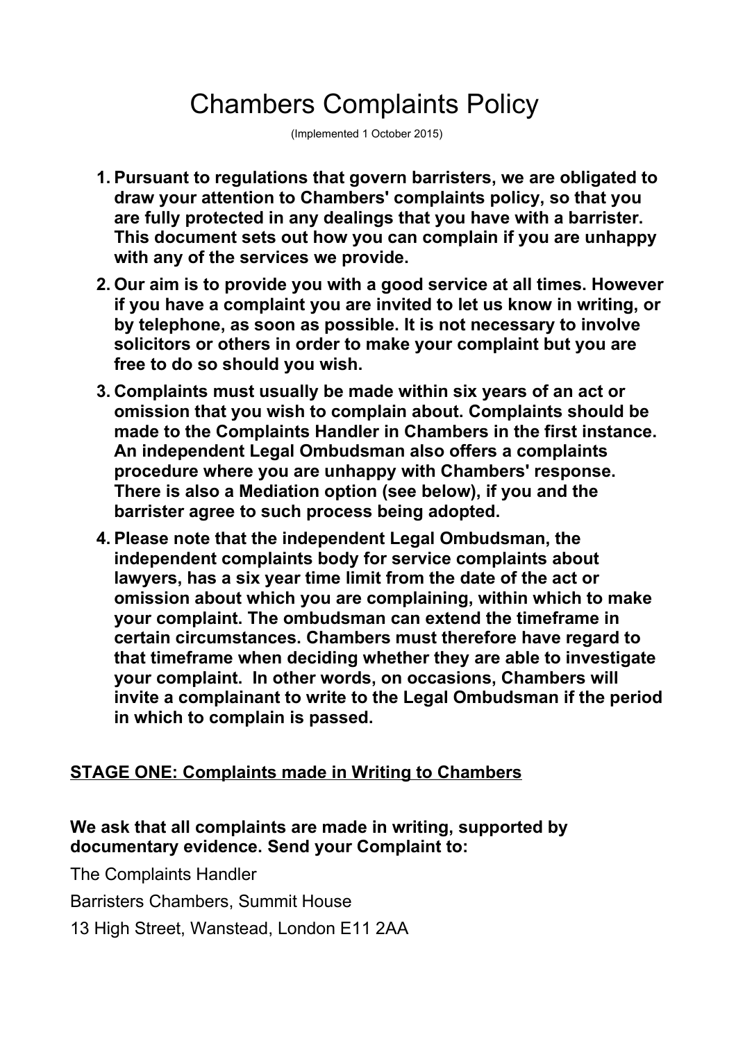# Chambers Complaints Policy

(Implemented 1 October 2015)

1. **Pursuant to regulations that govern barristers, we are obligated to draw your attention to Chambers' complaints policy, so that you are fully protected in any dealings that you have with a barrister. This document sets out how you can complain if you are unhappy with any of the services we provide.**
2. **Our aim is to provide you with a good service at all times. However if you have a complaint you are invited to let us know in writing, or by telephone, as soon as possible. It is not necessary to involve solicitors or others in order to make your complaint but you are free to do so should you wish.**
3. **Complaints must usually be made within six years of an act or omission that you wish to complain about. Complaints should be made to the Complaints Handler in Chambers in the first instance. An independent Legal Ombudsman also offers a complaints procedure where you are unhappy with Chambers' response. There is also a Mediation option (see below), if you and the barrister agree to such process being adopted.**
4. **Please note that the independent Legal Ombudsman, the independent complaints body for service complaints about lawyers, has a six year time limit from the date of the act or omission about which you are complaining, within which to make your complaint. The ombudsman can extend the timeframe in certain circumstances. Chambers must therefore have regard to that timeframe when deciding whether they are able to investigate your complaint. In other words, on occasions, Chambers will invite a complainant to write to the Legal Ombudsman if the period in which to complain is passed.**

## STAGE ONE: Complaints made in Writing to Chambers

**We ask that all complaints are made in writing, supported by documentary evidence. Send your Complaint to:**

The Complaints Handler

Barristers Chambers, Summit House

13 High Street, Wanstead, London E11 2AA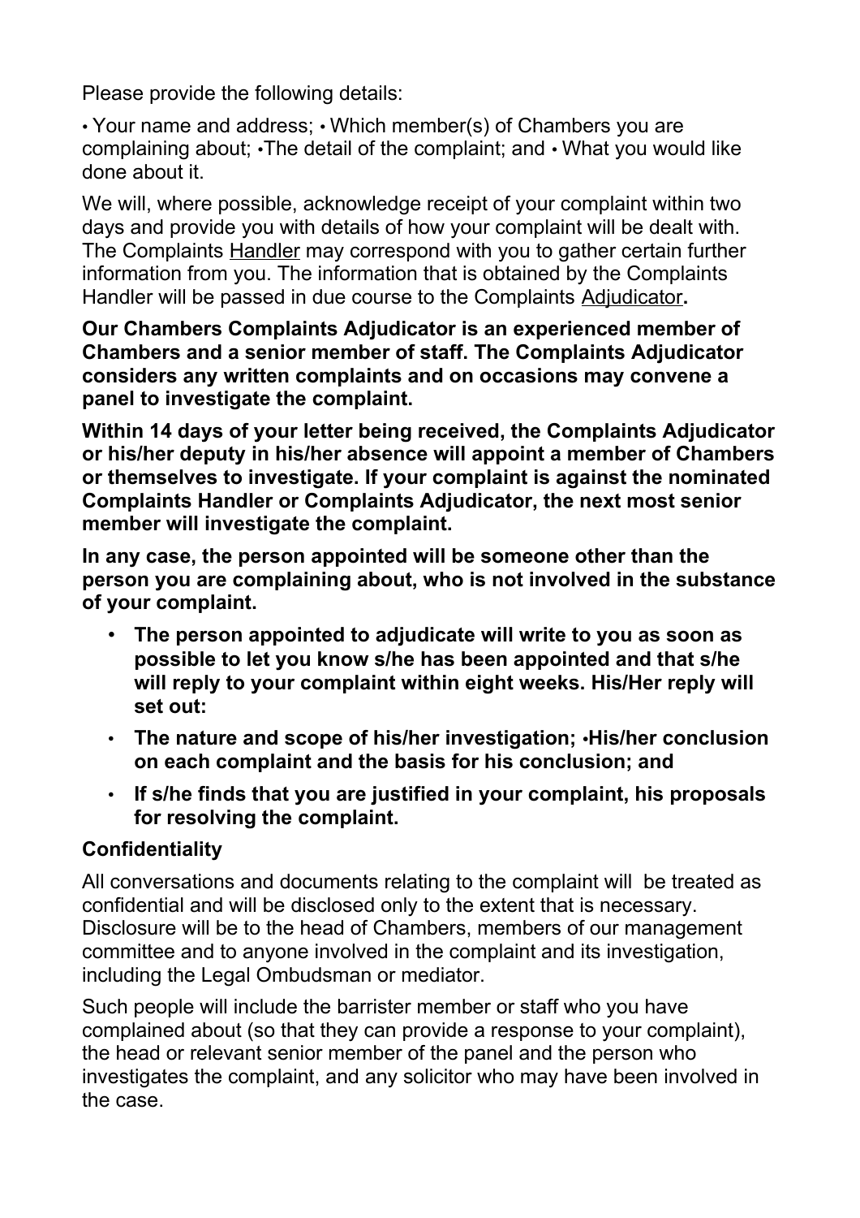Please provide the following details:

• Your name and address; • Which member(s) of Chambers you are complaining about; •The detail of the complaint; and • What you would like done about it.

We will, where possible, acknowledge receipt of your complaint within two days and provide you with details of how your complaint will be dealt with. The Complaints Handler may correspond with you to gather certain further information from you. The information that is obtained by the Complaints Handler will be passed in due course to the Complaints Adjudicator**.**

**Our Chambers Complaints Adjudicator is an experienced member of Chambers and a senior member of staff. The Complaints Adjudicator considers any written complaints and on occasions may convene a panel to investigate the complaint.**

**Within 14 days of your letter being received, the Complaints Adjudicator or his/her deputy in his/her absence will appoint a member of Chambers or themselves to investigate. If your complaint is against the nominated Complaints Handler or Complaints Adjudicator, the next most senior member will investigate the complaint.**

**In any case, the person appointed will be someone other than the person you are complaining about, who is not involved in the substance of your complaint.**

- **The person appointed to adjudicate will write to you as soon as possible to let you know s/he has been appointed and that s/he will reply to your complaint within eight weeks. His/Her reply will set out:**
- **The nature and scope of his/her investigation; •His/her conclusion on each complaint and the basis for his conclusion; and**
- **If s/he finds that you are justified in your complaint, his proposals for resolving the complaint.**

**Confidentiality**

All conversations and documents relating to the complaint will be treated as confidential and will be disclosed only to the extent that is necessary. Disclosure will be to the head of Chambers, members of our management committee and to anyone involved in the complaint and its investigation, including the Legal Ombudsman or mediator.

Such people will include the barrister member or staff who you have complained about (so that they can provide a response to your complaint), the head or relevant senior member of the panel and the person who investigates the complaint, and any solicitor who may have been involved in the case.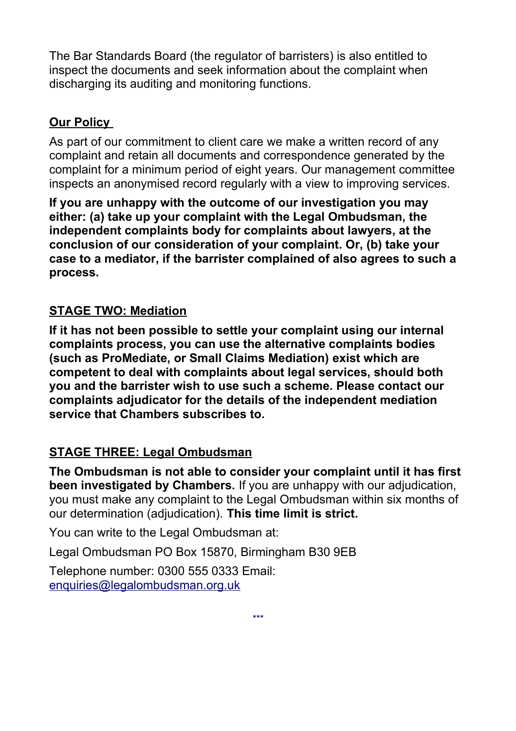The Bar Standards Board (the regulator of barristers) is also entitled to inspect the documents and seek information about the complaint when discharging its auditing and monitoring functions.

## Our Policy

As part of our commitment to client care we make a written record of any complaint and retain all documents and correspondence generated by the complaint for a minimum period of eight years. Our management committee inspects an anonymised record regularly with a view to improving services.

**If you are unhappy with the outcome of our investigation you may either: (a) take up your complaint with the Legal Ombudsman, the independent complaints body for complaints about lawyers, at the conclusion of our consideration of your complaint. Or, (b) take your case to a mediator, if the barrister complained of also agrees to such a process.**

## STAGE TWO: Mediation

**If it has not been possible to settle your complaint using our internal complaints process, you can use the alternative complaints bodies (such as ProMediate, or Small Claims Mediation) exist which are competent to deal with complaints about legal services, should both you and the barrister wish to use such a scheme. Please contact our complaints adjudicator for the details of the independent mediation service that Chambers subscribes to.**

## STAGE THREE: Legal Ombudsman

**The Ombudsman is not able to consider your complaint until it has first been investigated by Chambers.** If you are unhappy with our adjudication, you must make any complaint to the Legal Ombudsman within six months of our determination (adjudication). **This time limit is strict.**

You can write to the Legal Ombudsman at:

Legal Ombudsman PO Box 15870, Birmingham B30 9EB

Telephone number: 0300 555 0333 Email: enquiries@legalombudsman.org.uk

***